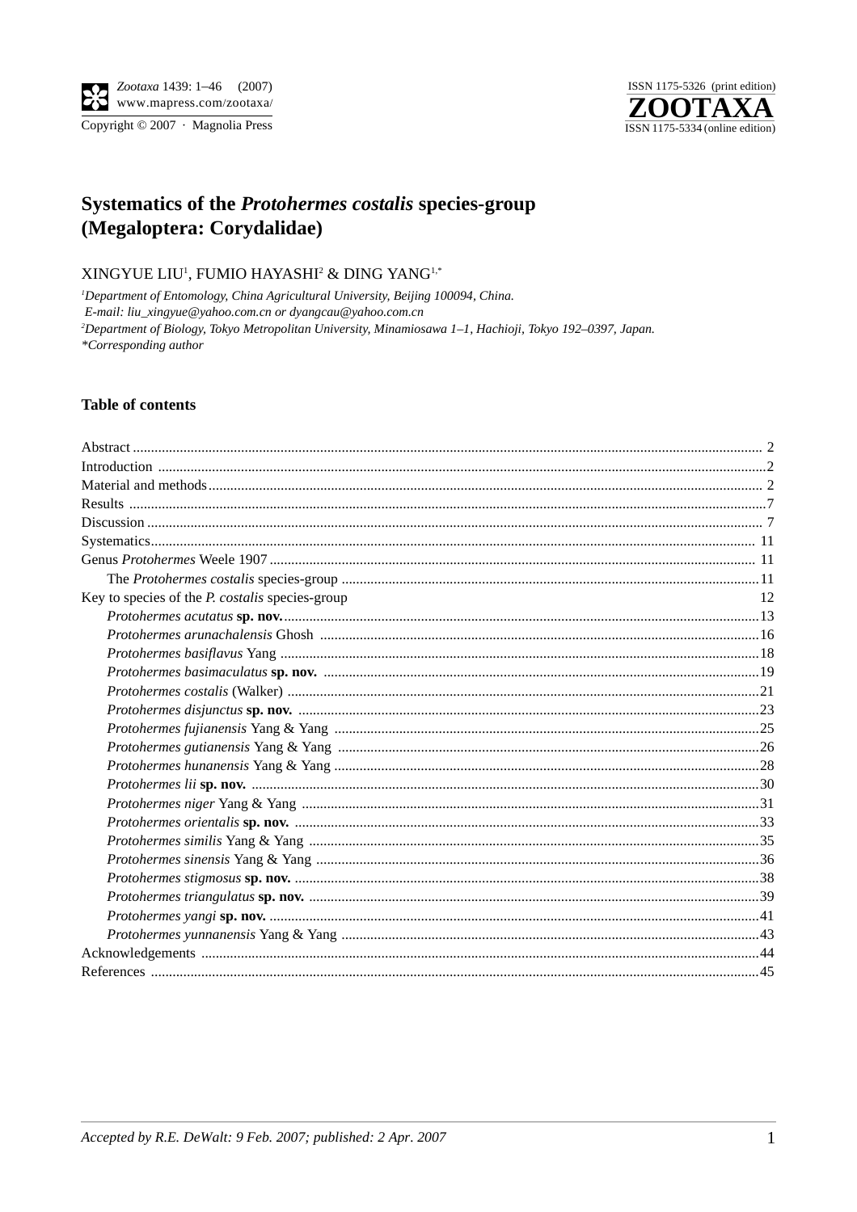# Systematics of the *Protohermes costalis* species-group (Megaloptera: Corydalidae)

XINGYUE LIU[1], FUMIO HAYASHI[2] & DING YANG[1,*]

[1]*Department of Entomology, China Agricultural University, Beijing 100094, China.*
*E-mail: liu_xingyue@yahoo.com.cn or dyangcau@yahoo.com.cn*
[2]*Department of Biology, Tokyo Metropolitan University, Minamiosawa 1–1, Hachioji, Tokyo 192–0397, Japan.*
*\*Corresponding author*

## Table of contents

Abstract .... 2
Introduction .... 2
Material and methods .... 2
Results .... 7
Discussion .... 7
Systematics .... 11
Genus *Protohermes* Weele 1907 .... 11
- The *Protohermes costalis* species-group .... 11

Key to species of the *P. costalis* species-group .... 12
- *Protohermes acutatus* **sp. nov.** .... 13
- *Protohermes arunachalensis* Ghosh .... 16
- *Protohermes basiflavus* Yang .... 18
- *Protohermes basimaculatus* **sp. nov.** .... 19
- *Protohermes costalis* (Walker) .... 21
- *Protohermes disjunctus* **sp. nov.** .... 23
- *Protohermes fujianensis* Yang & Yang .... 25
- *Protohermes gutianensis* Yang & Yang .... 26
- *Protohermes hunanensis* Yang & Yang .... 28
- *Protohermes lii* **sp. nov.** .... 30
- *Protohermes niger* Yang & Yang .... 31
- *Protohermes orientalis* **sp. nov.** .... 33
- *Protohermes similis* Yang & Yang .... 35
- *Protohermes sinensis* Yang & Yang .... 36
- *Protohermes stigmosus* **sp. nov.** .... 38
- *Protohermes triangulatus* **sp. nov.** .... 39
- *Protohermes yangi* **sp. nov.** .... 41
- *Protohermes yunnanensis* Yang & Yang .... 43

Acknowledgements .... 44
References .... 45

*Accepted by R.E. DeWalt: 9 Feb. 2007; published: 2 Apr. 2007*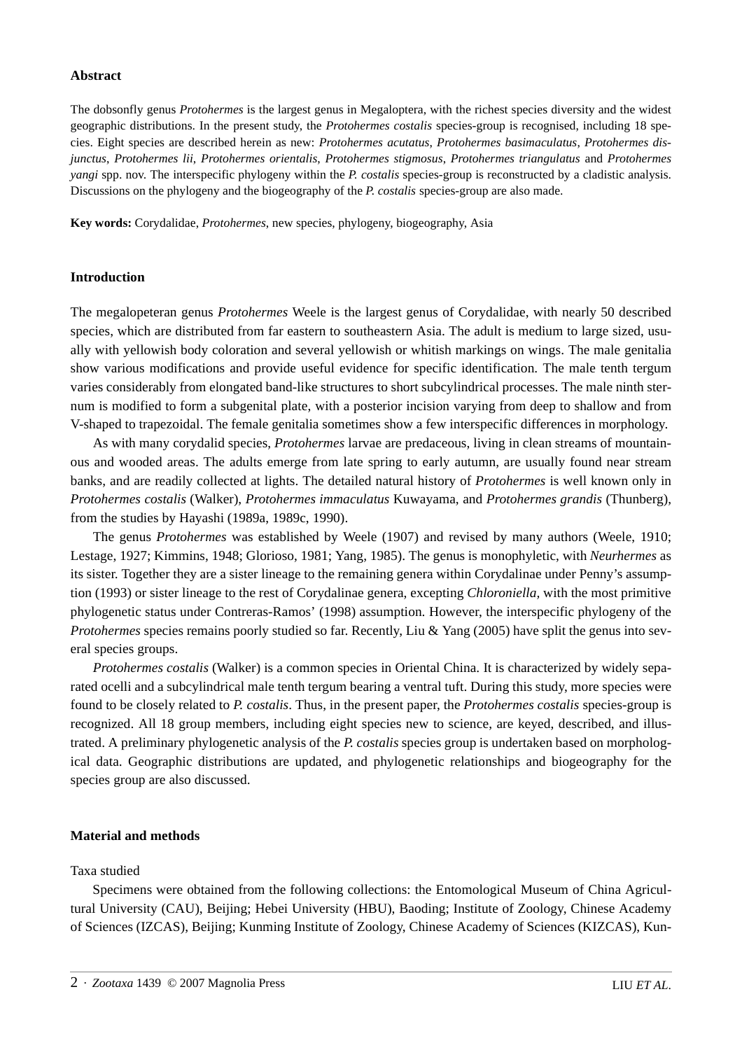## Abstract

The dobsonfly genus *Protohermes* is the largest genus in Megaloptera, with the richest species diversity and the widest geographic distributions. In the present study, the *Protohermes costalis* species-group is recognised, including 18 species. Eight species are described herein as new: *Protohermes acutatus*, *Protohermes basimaculatus*, *Protohermes disjunctus*, *Protohermes lii*, *Protohermes orientalis*, *Protohermes stigmosus*, *Protohermes triangulatus* and *Protohermes yangi* spp. nov. The interspecific phylogeny within the *P. costalis* species-group is reconstructed by a cladistic analysis. Discussions on the phylogeny and the biogeography of the *P. costalis* species-group are also made.

**Key words:** Corydalidae, *Protohermes*, new species, phylogeny, biogeography, Asia

## Introduction

The megalopeteran genus *Protohermes* Weele is the largest genus of Corydalidae, with nearly 50 described species, which are distributed from far eastern to southeastern Asia. The adult is medium to large sized, usually with yellowish body coloration and several yellowish or whitish markings on wings. The male genitalia show various modifications and provide useful evidence for specific identification. The male tenth tergum varies considerably from elongated band-like structures to short subcylindrical processes. The male ninth sternum is modified to form a subgenital plate, with a posterior incision varying from deep to shallow and from V-shaped to trapezoidal. The female genitalia sometimes show a few interspecific differences in morphology.

As with many corydalid species, *Protohermes* larvae are predaceous, living in clean streams of mountainous and wooded areas. The adults emerge from late spring to early autumn, are usually found near stream banks, and are readily collected at lights. The detailed natural history of *Protohermes* is well known only in *Protohermes costalis* (Walker), *Protohermes immaculatus* Kuwayama, and *Protohermes grandis* (Thunberg), from the studies by Hayashi (1989a, 1989c, 1990).

The genus *Protohermes* was established by Weele (1907) and revised by many authors (Weele, 1910; Lestage, 1927; Kimmins, 1948; Glorioso, 1981; Yang, 1985). The genus is monophyletic, with *Neurhermes* as its sister. Together they are a sister lineage to the remaining genera within Corydalinae under Penny's assumption (1993) or sister lineage to the rest of Corydalinae genera, excepting *Chloroniella*, with the most primitive phylogenetic status under Contreras-Ramos' (1998) assumption. However, the interspecific phylogeny of the *Protohermes* species remains poorly studied so far. Recently, Liu & Yang (2005) have split the genus into several species groups.

*Protohermes costalis* (Walker) is a common species in Oriental China. It is characterized by widely separated ocelli and a subcylindrical male tenth tergum bearing a ventral tuft. During this study, more species were found to be closely related to *P. costalis*. Thus, in the present paper, the *Protohermes costalis* species-group is recognized. All 18 group members, including eight species new to science, are keyed, described, and illustrated. A preliminary phylogenetic analysis of the *P. costalis* species group is undertaken based on morphological data. Geographic distributions are updated, and phylogenetic relationships and biogeography for the species group are also discussed.

## Material and methods

Taxa studied

Specimens were obtained from the following collections: the Entomological Museum of China Agricultural University (CAU), Beijing; Hebei University (HBU), Baoding; Institute of Zoology, Chinese Academy of Sciences (IZCAS), Beijing; Kunming Institute of Zoology, Chinese Academy of Sciences (KIZCAS), Kun-